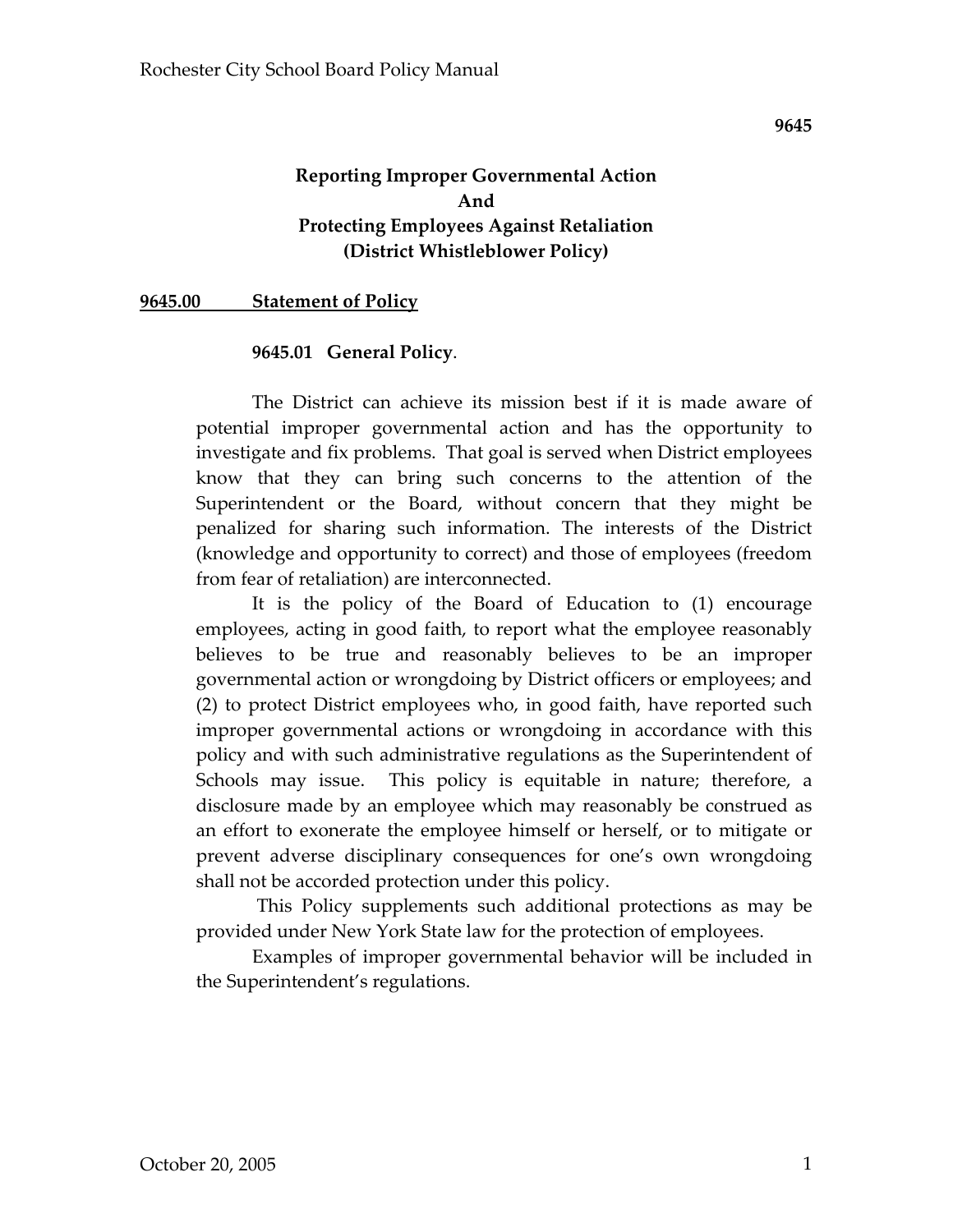9645

# Reporting Improper Governmental Action And Protecting Employees Against Retaliation (District Whistleblower Policy)

## 9645.00 Statement of Policy

### 9645.01 General Policy.

The District can achieve its mission best if it is made aware of potential improper governmental action and has the opportunity to investigate and fix problems. That goal is served when District employees know that they can bring such concerns to the attention of the Superintendent or the Board, without concern that they might be penalized for sharing such information. The interests of the District (knowledge and opportunity to correct) and those of employees (freedom from fear of retaliation) are interconnected.

It is the policy of the Board of Education to (1) encourage employees, acting in good faith, to report what the employee reasonably believes to be true and reasonably believes to be an improper governmental action or wrongdoing by District officers or employees; and (2) to protect District employees who, in good faith, have reported such improper governmental actions or wrongdoing in accordance with this policy and with such administrative regulations as the Superintendent of Schools may issue. This policy is equitable in nature; therefore, a disclosure made by an employee which may reasonably be construed as an effort to exonerate the employee himself or herself, or to mitigate or prevent adverse disciplinary consequences for one's own wrongdoing shall not be accorded protection under this policy.

This Policy supplements such additional protections as may be provided under New York State law for the protection of employees.

Examples of improper governmental behavior will be included in the Superintendent's regulations.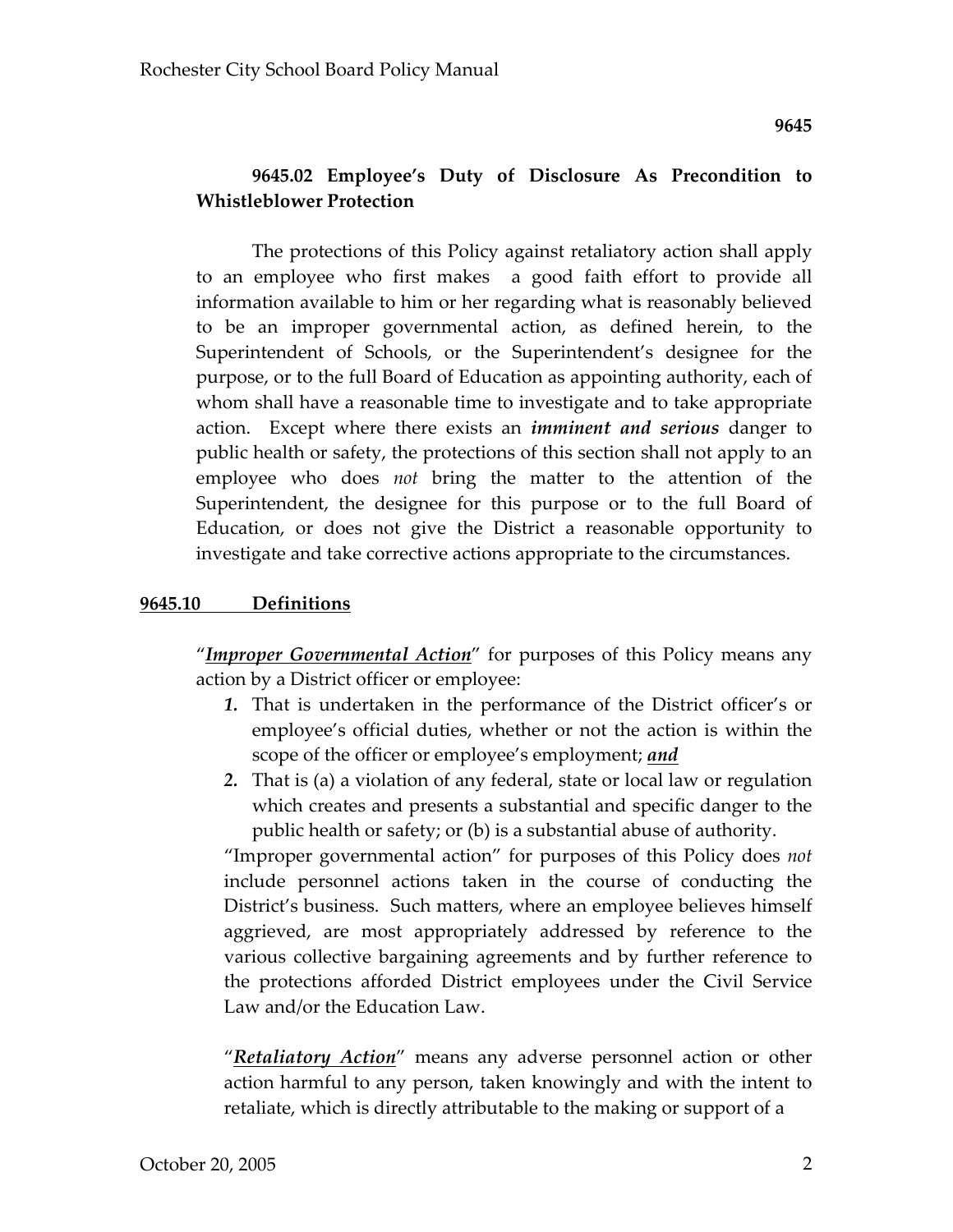### 9645.02 Employee's Duty of Disclosure As Precondition to Whistleblower Protection

The protections of this Policy against retaliatory action shall apply to an employee who first makes a good faith effort to provide all information available to him or her regarding what is reasonably believed to be an improper governmental action, as defined herein, to the Superintendent of Schools, or the Superintendent's designee for the purpose, or to the full Board of Education as appointing authority, each of whom shall have a reasonable time to investigate and to take appropriate action. Except where there exists an ***imminent and serious*** danger to public health or safety, the protections of this section shall not apply to an employee who does *not* bring the matter to the attention of the Superintendent, the designee for this purpose or to the full Board of Education, or does not give the District a reasonable opportunity to investigate and take corrective actions appropriate to the circumstances.

## 9645.10 Definitions

"***Improper Governmental Action***" for purposes of this Policy means any action by a District officer or employee:

1. That is undertaken in the performance of the District officer's or employee's official duties, whether or not the action is within the scope of the officer or employee's employment; ***and***
2. That is (a) a violation of any federal, state or local law or regulation which creates and presents a substantial and specific danger to the public health or safety; or (b) is a substantial abuse of authority.

"Improper governmental action" for purposes of this Policy does *not* include personnel actions taken in the course of conducting the District's business. Such matters, where an employee believes himself aggrieved, are most appropriately addressed by reference to the various collective bargaining agreements and by further reference to the protections afforded District employees under the Civil Service Law and/or the Education Law.

"***Retaliatory Action***" means any adverse personnel action or other action harmful to any person, taken knowingly and with the intent to retaliate, which is directly attributable to the making or support of a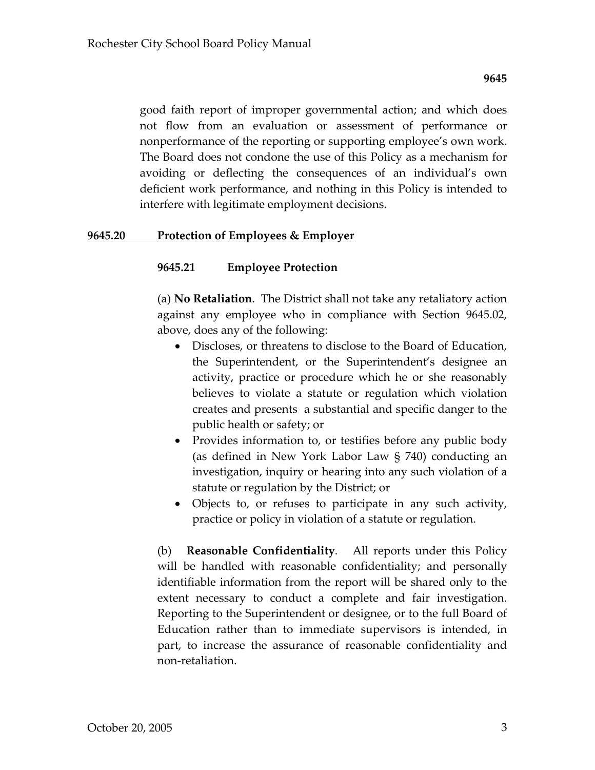good faith report of improper governmental action; and which does not flow from an evaluation or assessment of performance or nonperformance of the reporting or supporting employee's own work. The Board does not condone the use of this Policy as a mechanism for avoiding or deflecting the consequences of an individual's own deficient work performance, and nothing in this Policy is intended to interfere with legitimate employment decisions.

## 9645.20 Protection of Employees & Employer

### 9645.21 Employee Protection

(a) **No Retaliation**. The District shall not take any retaliatory action against any employee who in compliance with Section 9645.02, above, does any of the following:

- Discloses, or threatens to disclose to the Board of Education, the Superintendent, or the Superintendent's designee an activity, practice or procedure which he or she reasonably believes to violate a statute or regulation which violation creates and presents a substantial and specific danger to the public health or safety; or
- Provides information to, or testifies before any public body (as defined in New York Labor Law § 740) conducting an investigation, inquiry or hearing into any such violation of a statute or regulation by the District; or
- Objects to, or refuses to participate in any such activity, practice or policy in violation of a statute or regulation.

(b) **Reasonable Confidentiality**. All reports under this Policy will be handled with reasonable confidentiality; and personally identifiable information from the report will be shared only to the extent necessary to conduct a complete and fair investigation. Reporting to the Superintendent or designee, or to the full Board of Education rather than to immediate supervisors is intended, in part, to increase the assurance of reasonable confidentiality and non-retaliation.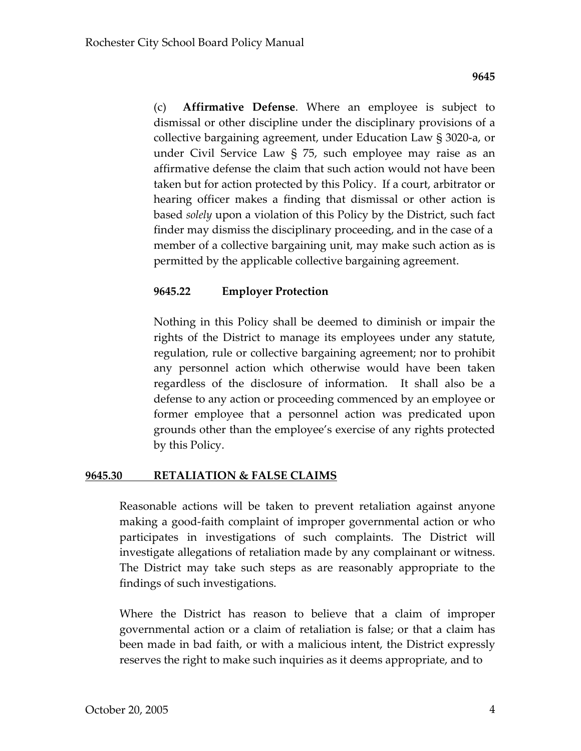(c) **Affirmative Defense**. Where an employee is subject to dismissal or other discipline under the disciplinary provisions of a collective bargaining agreement, under Education Law § 3020-a, or under Civil Service Law § 75, such employee may raise as an affirmative defense the claim that such action would not have been taken but for action protected by this Policy. If a court, arbitrator or hearing officer makes a finding that dismissal or other action is based *solely* upon a violation of this Policy by the District, such fact finder may dismiss the disciplinary proceeding, and in the case of a member of a collective bargaining unit, may make such action as is permitted by the applicable collective bargaining agreement.

### 9645.22 Employer Protection

Nothing in this Policy shall be deemed to diminish or impair the rights of the District to manage its employees under any statute, regulation, rule or collective bargaining agreement; nor to prohibit any personnel action which otherwise would have been taken regardless of the disclosure of information. It shall also be a defense to any action or proceeding commenced by an employee or former employee that a personnel action was predicated upon grounds other than the employee's exercise of any rights protected by this Policy.

## 9645.30 RETALIATION & FALSE CLAIMS

Reasonable actions will be taken to prevent retaliation against anyone making a good-faith complaint of improper governmental action or who participates in investigations of such complaints. The District will investigate allegations of retaliation made by any complainant or witness. The District may take such steps as are reasonably appropriate to the findings of such investigations.

Where the District has reason to believe that a claim of improper governmental action or a claim of retaliation is false; or that a claim has been made in bad faith, or with a malicious intent, the District expressly reserves the right to make such inquiries as it deems appropriate, and to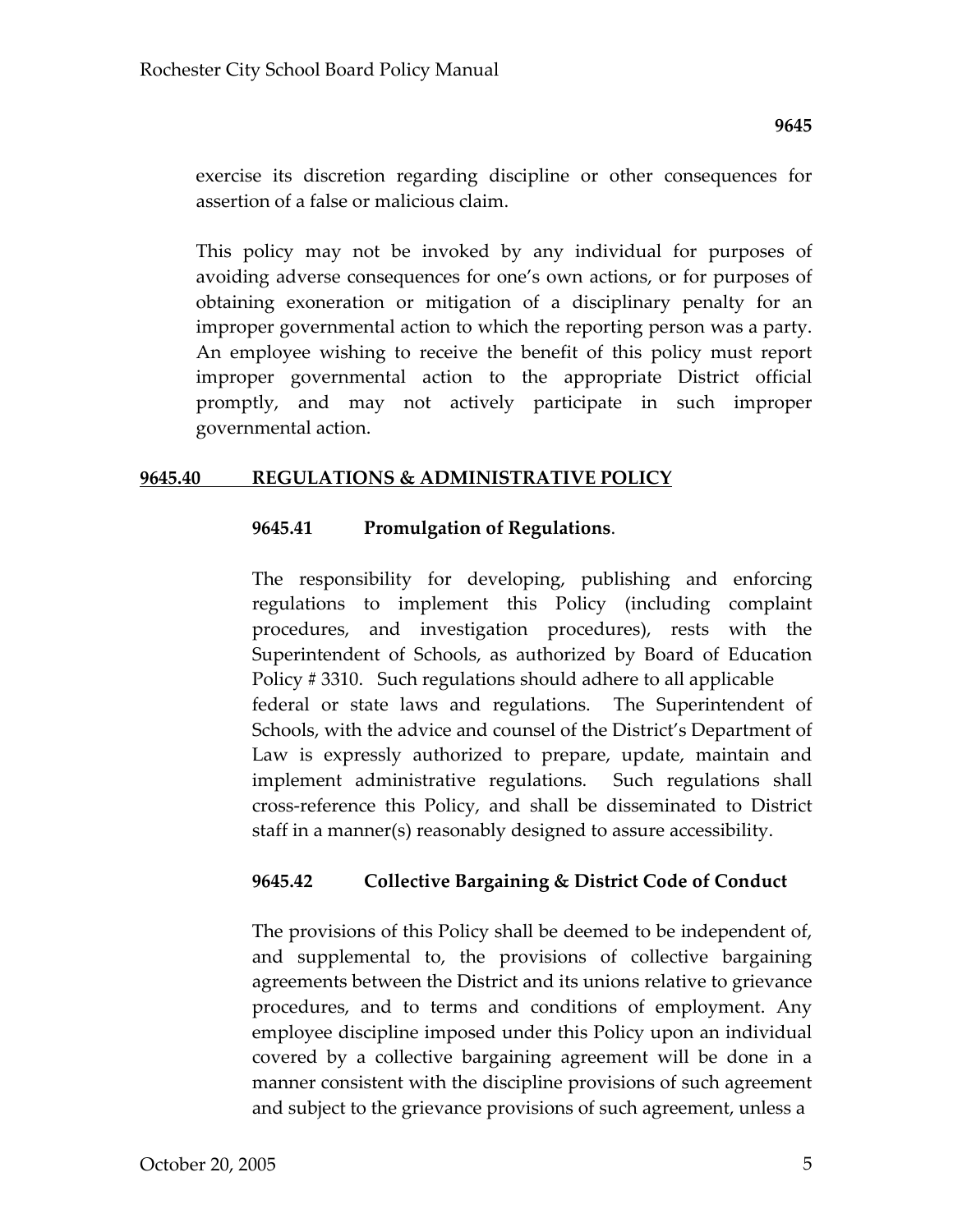exercise its discretion regarding discipline or other consequences for assertion of a false or malicious claim.

This policy may not be invoked by any individual for purposes of avoiding adverse consequences for one's own actions, or for purposes of obtaining exoneration or mitigation of a disciplinary penalty for an improper governmental action to which the reporting person was a party. An employee wishing to receive the benefit of this policy must report improper governmental action to the appropriate District official promptly, and may not actively participate in such improper governmental action.

## 9645.40 REGULATIONS & ADMINISTRATIVE POLICY

### 9645.41 Promulgation of Regulations.

The responsibility for developing, publishing and enforcing regulations to implement this Policy (including complaint procedures, and investigation procedures), rests with the Superintendent of Schools, as authorized by Board of Education Policy # 3310. Such regulations should adhere to all applicable federal or state laws and regulations. The Superintendent of Schools, with the advice and counsel of the District's Department of Law is expressly authorized to prepare, update, maintain and implement administrative regulations. Such regulations shall cross-reference this Policy, and shall be disseminated to District staff in a manner(s) reasonably designed to assure accessibility.

### 9645.42 Collective Bargaining & District Code of Conduct

The provisions of this Policy shall be deemed to be independent of, and supplemental to, the provisions of collective bargaining agreements between the District and its unions relative to grievance procedures, and to terms and conditions of employment. Any employee discipline imposed under this Policy upon an individual covered by a collective bargaining agreement will be done in a manner consistent with the discipline provisions of such agreement and subject to the grievance provisions of such agreement, unless a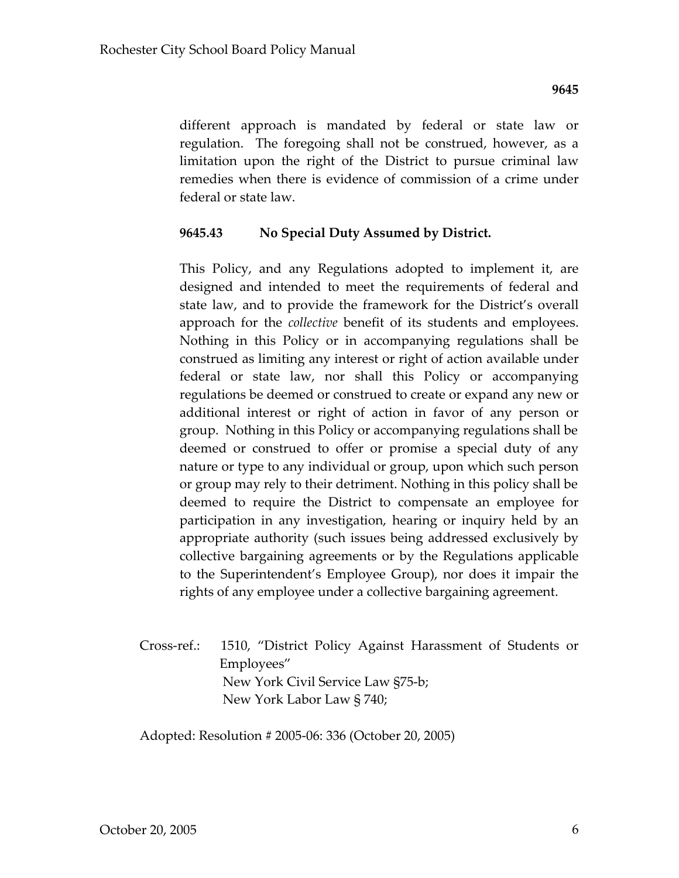different approach is mandated by federal or state law or regulation. The foregoing shall not be construed, however, as a limitation upon the right of the District to pursue criminal law remedies when there is evidence of commission of a crime under federal or state law.

**9645.43 No Special Duty Assumed by District.**

This Policy, and any Regulations adopted to implement it, are designed and intended to meet the requirements of federal and state law, and to provide the framework for the District's overall approach for the *collective* benefit of its students and employees. Nothing in this Policy or in accompanying regulations shall be construed as limiting any interest or right of action available under federal or state law, nor shall this Policy or accompanying regulations be deemed or construed to create or expand any new or additional interest or right of action in favor of any person or group. Nothing in this Policy or accompanying regulations shall be deemed or construed to offer or promise a special duty of any nature or type to any individual or group, upon which such person or group may rely to their detriment. Nothing in this policy shall be deemed to require the District to compensate an employee for participation in any investigation, hearing or inquiry held by an appropriate authority (such issues being addressed exclusively by collective bargaining agreements or by the Regulations applicable to the Superintendent's Employee Group), nor does it impair the rights of any employee under a collective bargaining agreement.

Cross-ref.: 1510, "District Policy Against Harassment of Students or Employees"
New York Civil Service Law §75-b;
New York Labor Law § 740;

Adopted: Resolution # 2005-06: 336 (October 20, 2005)